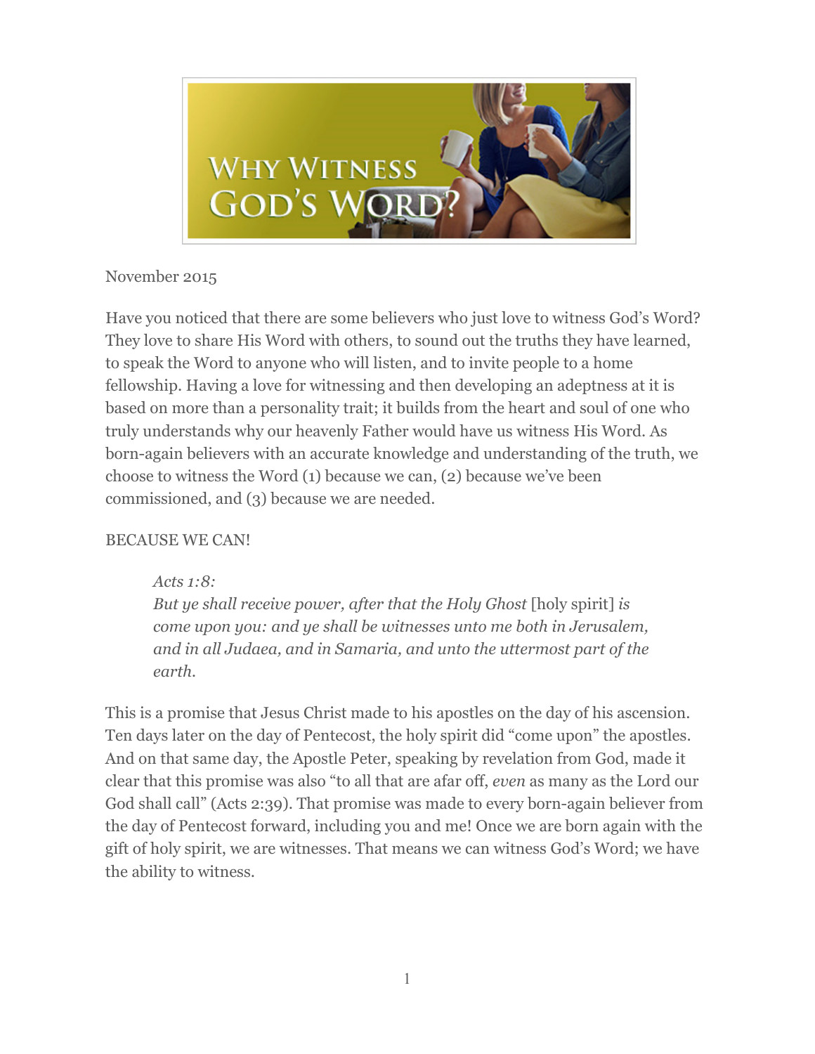# Why Witness God's Word?

November 2015

Have you noticed that there are some believers who just love to witness God's Word? They love to share His Word with others, to sound out the truths they have learned, to speak the Word to anyone who will listen, and to invite people to a home fellowship. Having a love for witnessing and then developing an adeptness at it is based on more than a personality trait; it builds from the heart and soul of one who truly understands why our heavenly Father would have us witness His Word. As born-again believers with an accurate knowledge and understanding of the truth, we choose to witness the Word (1) because we can, (2) because we've been commissioned, and (3) because we are needed.

## BECAUSE WE CAN!

> *Acts 1:8:*
> *But ye shall receive power, after that the Holy Ghost* [holy spirit] *is come upon you: and ye shall be witnesses unto me both in Jerusalem, and in all Judaea, and in Samaria, and unto the uttermost part of the earth.*

This is a promise that Jesus Christ made to his apostles on the day of his ascension. Ten days later on the day of Pentecost, the holy spirit did "come upon" the apostles. And on that same day, the Apostle Peter, speaking by revelation from God, made it clear that this promise was also "to all that are afar off, *even* as many as the Lord our God shall call" (Acts 2:39). That promise was made to every born-again believer from the day of Pentecost forward, including you and me! Once we are born again with the gift of holy spirit, we are witnesses. That means we can witness God's Word; we have the ability to witness.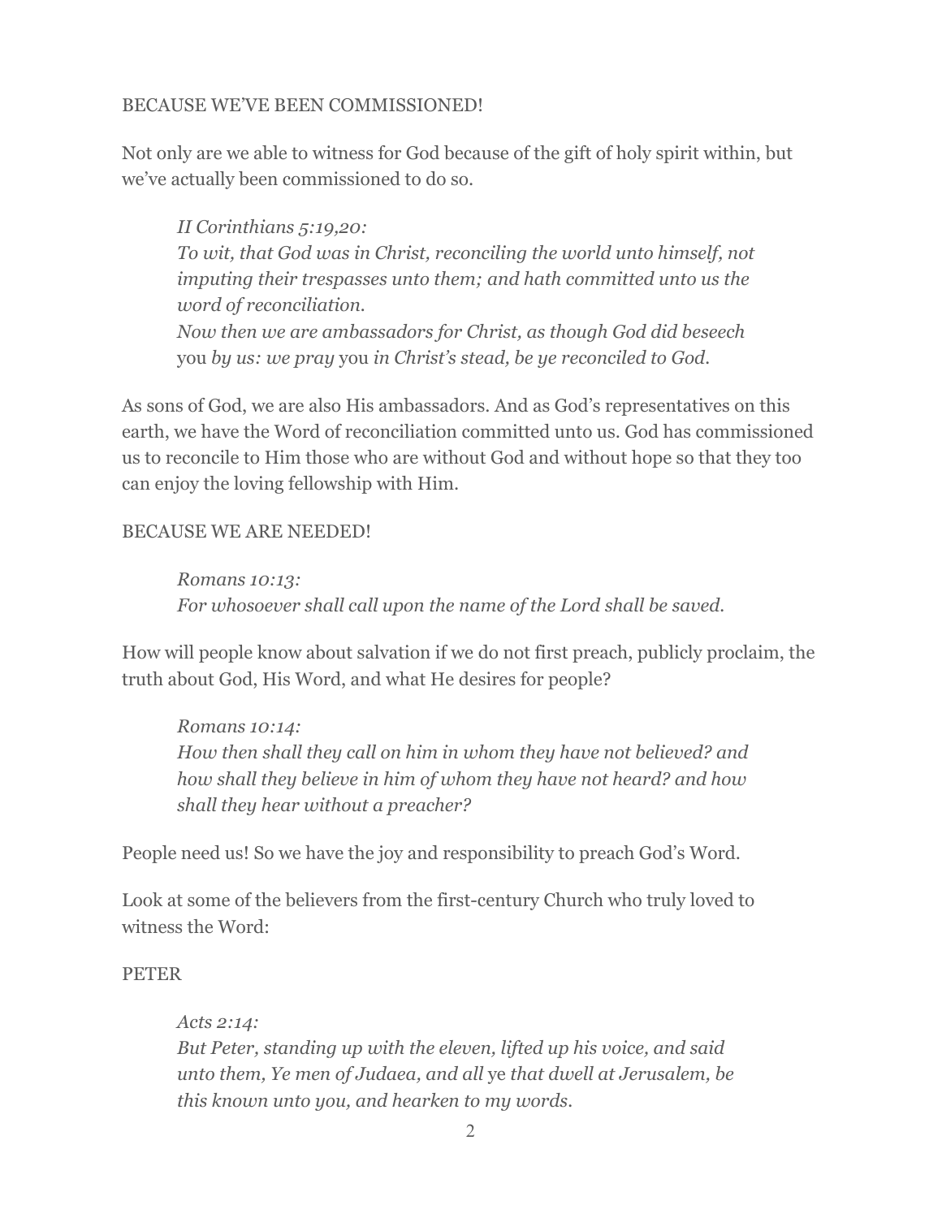BECAUSE WE'VE BEEN COMMISSIONED!

Not only are we able to witness for God because of the gift of holy spirit within, but we've actually been commissioned to do so.

> *II Corinthians 5:19,20:*
> *To wit, that God was in Christ, reconciling the world unto himself, not imputing their trespasses unto them; and hath committed unto us the word of reconciliation.*
> *Now then we are ambassadors for Christ, as though God did beseech* you *by us: we pray* you *in Christ's stead, be ye reconciled to God.*

As sons of God, we are also His ambassadors. And as God's representatives on this earth, we have the Word of reconciliation committed unto us. God has commissioned us to reconcile to Him those who are without God and without hope so that they too can enjoy the loving fellowship with Him.

BECAUSE WE ARE NEEDED!

> *Romans 10:13:*
> *For whosoever shall call upon the name of the Lord shall be saved.*

How will people know about salvation if we do not first preach, publicly proclaim, the truth about God, His Word, and what He desires for people?

> *Romans 10:14:*
> *How then shall they call on him in whom they have not believed? and how shall they believe in him of whom they have not heard? and how shall they hear without a preacher?*

People need us! So we have the joy and responsibility to preach God's Word.

Look at some of the believers from the first-century Church who truly loved to witness the Word:

PETER

> *Acts 2:14:*
> *But Peter, standing up with the eleven, lifted up his voice, and said unto them, Ye men of Judaea, and all* ye *that dwell at Jerusalem, be this known unto you, and hearken to my words.*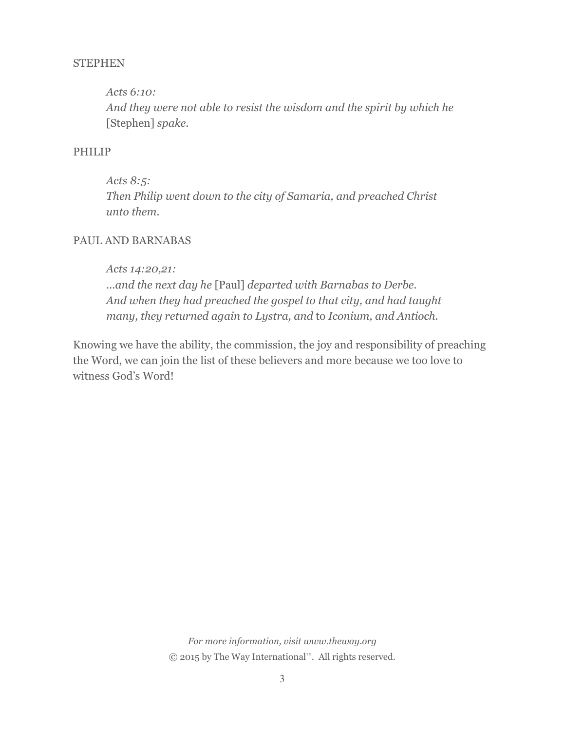STEPHEN

> *Acts 6:10:*
> *And they were not able to resist the wisdom and the spirit by which he* [Stephen] *spake.*

PHILIP

> *Acts 8:5:*
> *Then Philip went down to the city of Samaria, and preached Christ unto them.*

PAUL AND BARNABAS

> *Acts 14:20,21:*
> *…and the next day he* [Paul] *departed with Barnabas to Derbe. And when they had preached the gospel to that city, and had taught many, they returned again to Lystra, and* to *Iconium, and Antioch.*

Knowing we have the ability, the commission, the joy and responsibility of preaching the Word, we can join the list of these believers and more because we too love to witness God's Word!

*For more information, visit www.theway.org*

© 2015 by The Way International™. All rights reserved.